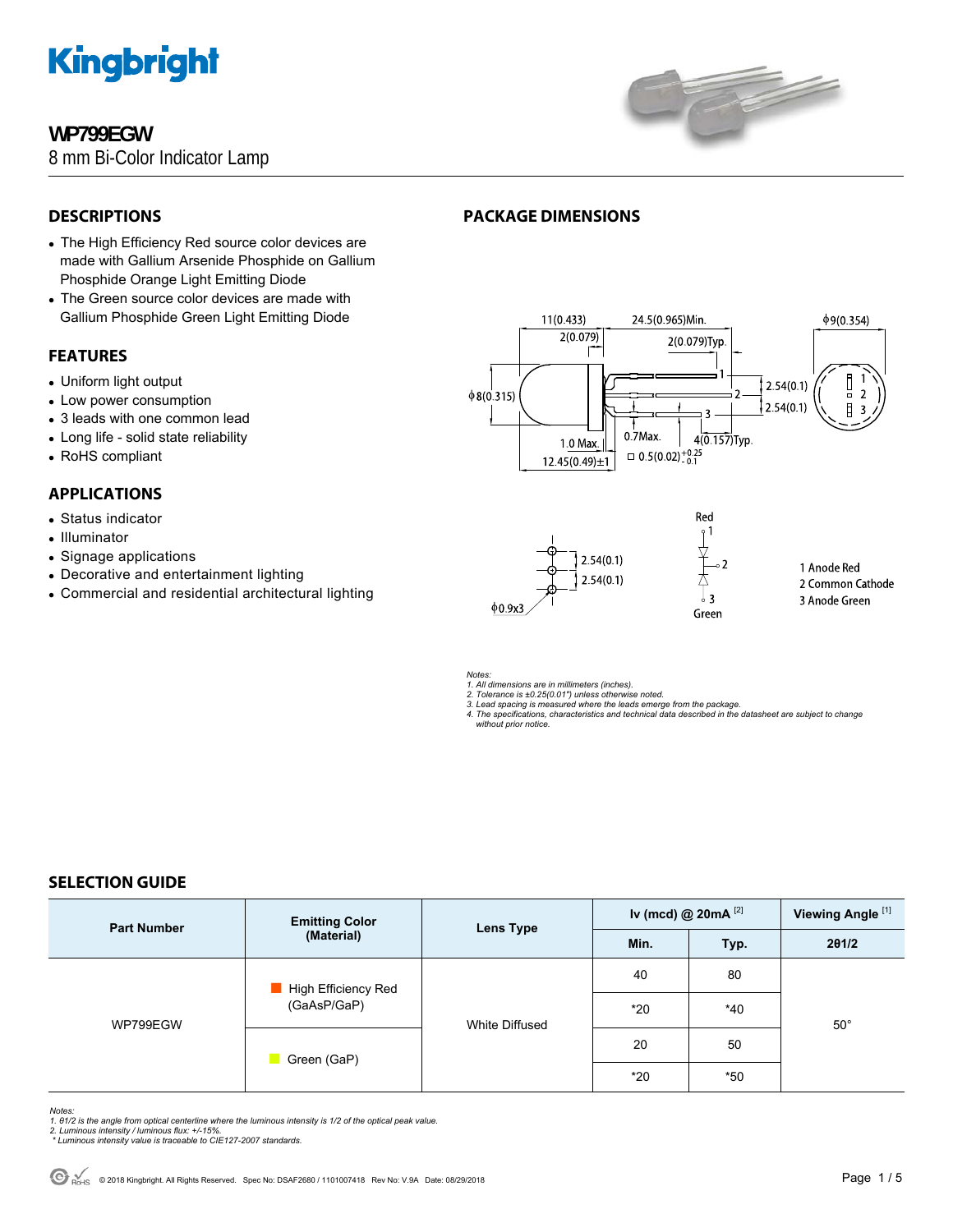**WP799EGW**

8 mm Bi-Color Indicator Lamp

## DESCRIPTIONS

- The High Efficiency Red source color devices are made with Gallium Arsenide Phosphide on Gallium Phosphide Orange Light Emitting Diode
- The Green source color devices are made with Gallium Phosphide Green Light Emitting Diode

## FEATURES

- Uniform light output
- Low power consumption
- 3 leads with one common lead
- Long life - solid state reliability
- RoHS compliant

## APPLICATIONS

- Status indicator
- Illuminator
- Signage applications
- Decorative and entertainment lighting
- Commercial and residential architectural lighting

## PACKAGE DIMENSIONS

1 Anode Red
2 Common Cathode
3 Anode Green

*Notes:*
*1. All dimensions are in millimeters (inches).*
*2. Tolerance is ±0.25(0.01") unless otherwise noted.*
*3. Lead spacing is measured where the leads emerge from the package.*
*4. The specifications, characteristics and technical data described in the datasheet are subject to change without prior notice.*

## SELECTION GUIDE

| Part Number | Emitting Color (Material) | Lens Type | Iv (mcd) @ 20mA [2] | | Viewing Angle [1] |
|---|---|---|---|---|---|
| | | | Min. | Typ. | 2θ1/2 |
| WP799EGW | High Efficiency Red (GaAsP/GaP) | White Diffused | 40 | 80 | 50° |
| | | | *20 | *40 | |
| | Green (GaP) | | 20 | 50 | |
| | | | *20 | *50 | |

*Notes:*
*1. θ1/2 is the angle from optical centerline where the luminous intensity is 1/2 of the optical peak value.*
*2. Luminous intensity / luminous flux: +/-15%.*
*\* Luminous intensity value is traceable to CIE127-2007 standards.*

© 2018 Kingbright. All Rights Reserved. Spec No: DSAF2680 / 1101007418 Rev No: V.9A Date: 08/29/2018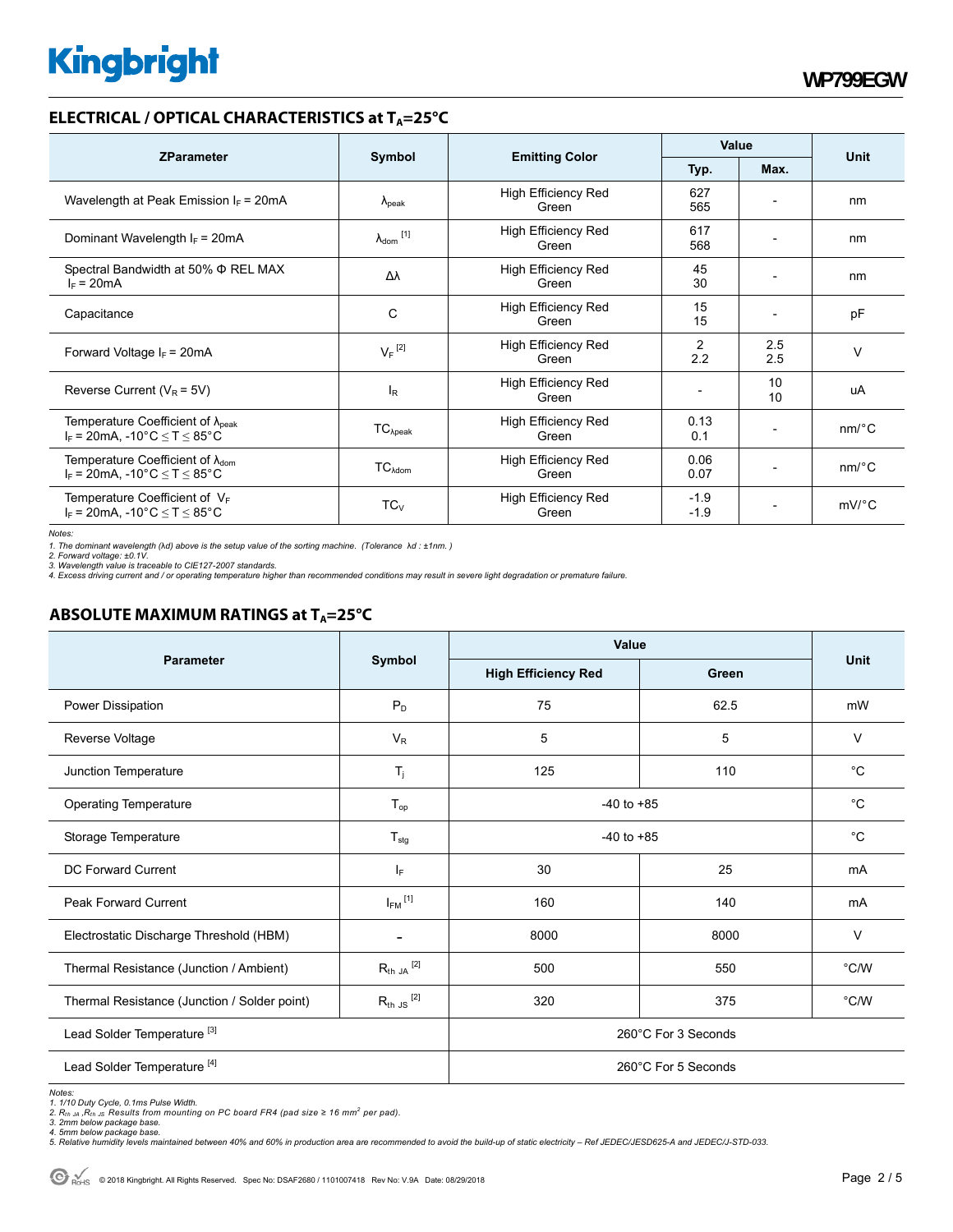## ELECTRICAL / OPTICAL CHARACTERISTICS at $T_A$=25°C

| ZParameter | Symbol | Emitting Color | Value | | Unit |
|---|---|---|---|---|---|
| | | | Typ. | Max. | |
| Wavelength at Peak Emission $I_F$ = 20mA | $\lambda_{peak}$ | High Efficiency Red<br>Green | 627<br>565 | - | nm |
| Dominant Wavelength $I_F$ = 20mA | $\lambda_{dom}$ [1] | High Efficiency Red<br>Green | 617<br>568 | - | nm |
| Spectral Bandwidth at 50% Φ REL MAX<br>$I_F$ = 20mA | Δλ | High Efficiency Red<br>Green | 45<br>30 | - | nm |
| Capacitance | C | High Efficiency Red<br>Green | 15<br>15 | - | pF |
| Forward Voltage $I_F$ = 20mA | $V_F$ [2] | High Efficiency Red<br>Green | 2<br>2.2 | 2.5<br>2.5 | V |
| Reverse Current ($V_R$ = 5V) | $I_R$ | High Efficiency Red<br>Green | - | 10<br>10 | uA |
| Temperature Coefficient of $\lambda_{peak}$<br>$I_F$ = 20mA, -10°C ≤ T ≤ 85°C | $TC_{\lambda peak}$ | High Efficiency Red<br>Green | 0.13<br>0.1 | - | nm/°C |
| Temperature Coefficient of $\lambda_{dom}$<br>$I_F$ = 20mA, -10°C ≤ T ≤ 85°C | $TC_{\lambda dom}$ | High Efficiency Red<br>Green | 0.06<br>0.07 | - | nm/°C |
| Temperature Coefficient of $V_F$<br>$I_F$ = 20mA, -10°C ≤ T ≤ 85°C | $TC_V$ | High Efficiency Red<br>Green | -1.9<br>-1.9 | - | mV/°C |

*Notes:*
*1. The dominant wavelength (λd) above is the setup value of the sorting machine. (Tolerance λd : ±1nm. )*
*2. Forward voltage: ±0.1V.*
*3. Wavelength value is traceable to CIE127-2007 standards.*
*4. Excess driving current and / or operating temperature higher than recommended conditions may result in severe light degradation or premature failure.*

## ABSOLUTE MAXIMUM RATINGS at $T_A$=25°C

| Parameter | Symbol | Value | | Unit |
|---|---|---|---|---|
| | | High Efficiency Red | Green | |
| Power Dissipation | $P_D$ | 75 | 62.5 | mW |
| Reverse Voltage | $V_R$ | 5 | 5 | V |
| Junction Temperature | $T_j$ | 125 | 110 | °C |
| Operating Temperature | $T_{op}$ | -40 to +85 | | °C |
| Storage Temperature | $T_{stg}$ | -40 to +85 | | °C |
| DC Forward Current | $I_F$ | 30 | 25 | mA |
| Peak Forward Current | $I_{FM}$ [1] | 160 | 140 | mA |
| Electrostatic Discharge Threshold (HBM) | - | 8000 | 8000 | V |
| Thermal Resistance (Junction / Ambient) | $R_{th\ JA}$ [2] | 500 | 550 | °C/W |
| Thermal Resistance (Junction / Solder point) | $R_{th\ JS}$ [2] | 320 | 375 | °C/W |
| Lead Solder Temperature [3] | | 260°C For 3 Seconds | | |
| Lead Solder Temperature [4] | | 260°C For 5 Seconds | | |

*Notes:*
*1. 1/10 Duty Cycle, 0.1ms Pulse Width.*
*2. $R_{th\ JA}$ ,$R_{th\ JS}$ Results from mounting on PC board FR4 (pad size ≥ 16 $mm^2$ per pad).*
*3. 2mm below package base.*
*4. 5mm below package base.*
*5. Relative humidity levels maintained between 40% and 60% in production area are recommended to avoid the build-up of static electricity – Ref JEDEC/JESD625-A and JEDEC/J-STD-033.*

© 2018 Kingbright. All Rights Reserved. Spec No: DSAF2680 / 1101007418 Rev No: V.9A Date: 08/29/2018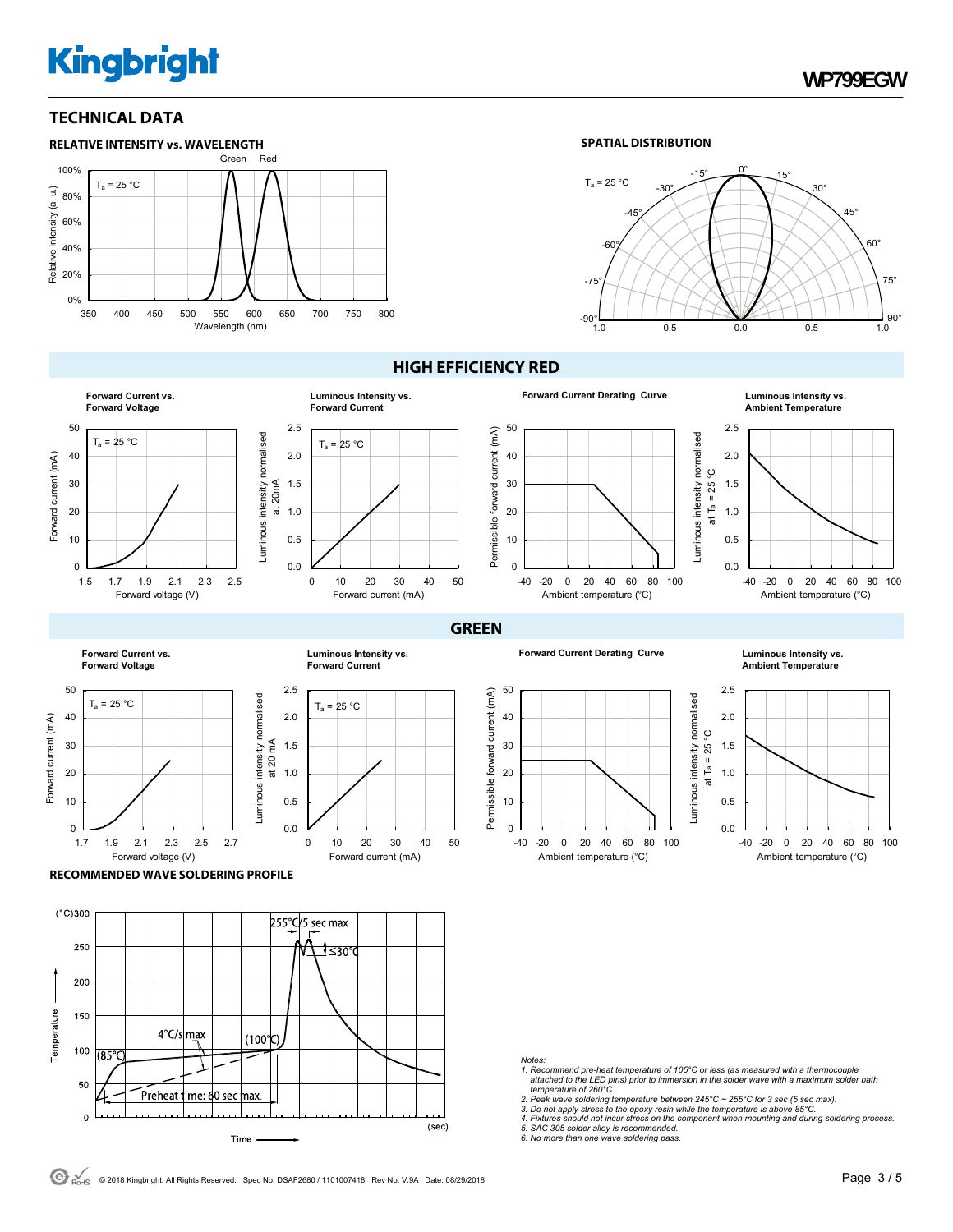## TECHNICAL DATA

**RELATIVE INTENSITY vs. WAVELENGTH**

$T_a$ = 25 °C

Green Red

Relative Intensity (a. u.)

Wavelength (nm)

**SPATIAL DISTRIBUTION**

$T_a$ = 25 °C

### HIGH EFFICIENCY RED

**Forward Current vs. Forward Voltage**

**Luminous Intensity vs. Forward Current**

**Forward Current Derating Curve**

**Luminous Intensity vs. Ambient Temperature**

### GREEN

**Forward Current vs. Forward Voltage**

**Luminous Intensity vs. Forward Current**

**Forward Current Derating Curve**

**Luminous Intensity vs. Ambient Temperature**

**RECOMMENDED WAVE SOLDERING PROFILE**

255°C/5 sec max.

≤30°C

4°C/s max

(100°C)

(85°C)

Preheat time: 60 sec max.

*Notes:*

1. *Recommend pre-heat temperature of 105°C or less (as measured with a thermocouple attached to the LED pins) prior to immersion in the solder wave with a maximum solder bath temperature of 260°C*
2. *Peak wave soldering temperature between 245°C ~ 255°C for 3 sec (5 sec max).*
3. *Do not apply stress to the epoxy resin while the temperature is above 85°C.*
4. *Fixtures should not incur stress on the component when mounting and during soldering process.*
5. *SAC 305 solder alloy is recommended.*
6. *No more than one wave soldering pass.*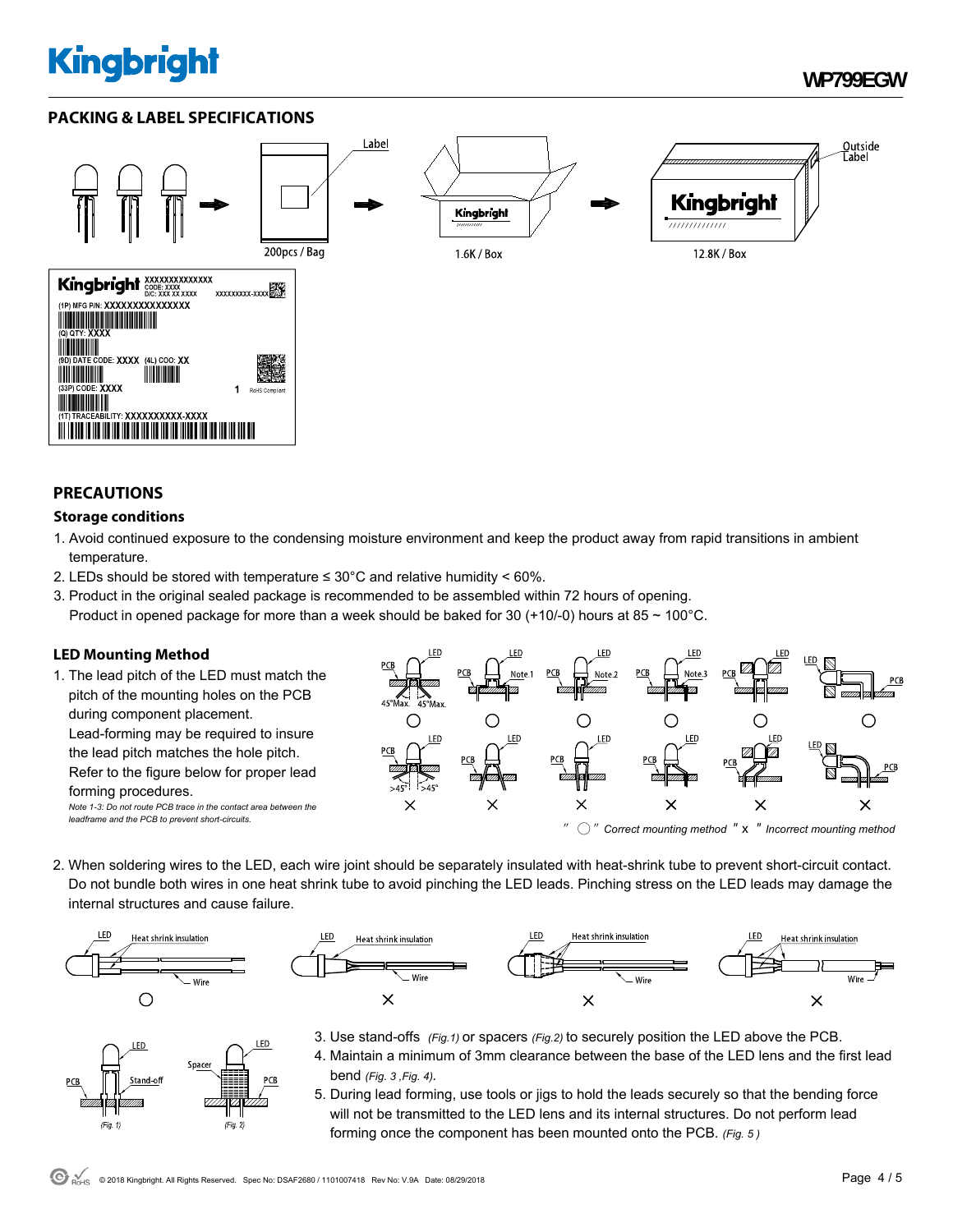## PACKING & LABEL SPECIFICATIONS

200pcs / Bag → 1.6K / Box → 12.8K / Box

## PRECAUTIONS

### Storage conditions

1. Avoid continued exposure to the condensing moisture environment and keep the product away from rapid transitions in ambient temperature.
2. LEDs should be stored with temperature ≤ 30°C and relative humidity < 60%.
3. Product in the original sealed package is recommended to be assembled within 72 hours of opening.
   Product in opened package for more than a week should be baked for 30 (+10/-0) hours at 85 ~ 100°C.

### LED Mounting Method

1. The lead pitch of the LED must match the pitch of the mounting holes on the PCB during component placement.
   Lead-forming may be required to insure the lead pitch matches the hole pitch.
   Refer to the figure below for proper lead forming procedures.
   *Note 1-3: Do not route PCB trace in the contact area between the leadframe and the PCB to prevent short-circuits.*

*" ○ " Correct mounting method " x " Incorrect mounting method*

2. When soldering wires to the LED, each wire joint should be separately insulated with heat-shrink tube to prevent short-circuit contact. Do not bundle both wires in one heat shrink tube to avoid pinching the LED leads. Pinching stress on the LED leads may damage the internal structures and cause failure.

3. Use stand-offs *(Fig.1)* or spacers *(Fig.2)* to securely position the LED above the PCB.
4. Maintain a minimum of 3mm clearance between the base of the LED lens and the first lead bend *(Fig. 3 ,Fig. 4)*.
5. During lead forming, use tools or jigs to hold the leads securely so that the bending force will not be transmitted to the LED lens and its internal structures. Do not perform lead forming once the component has been mounted onto the PCB. *(Fig. 5 )*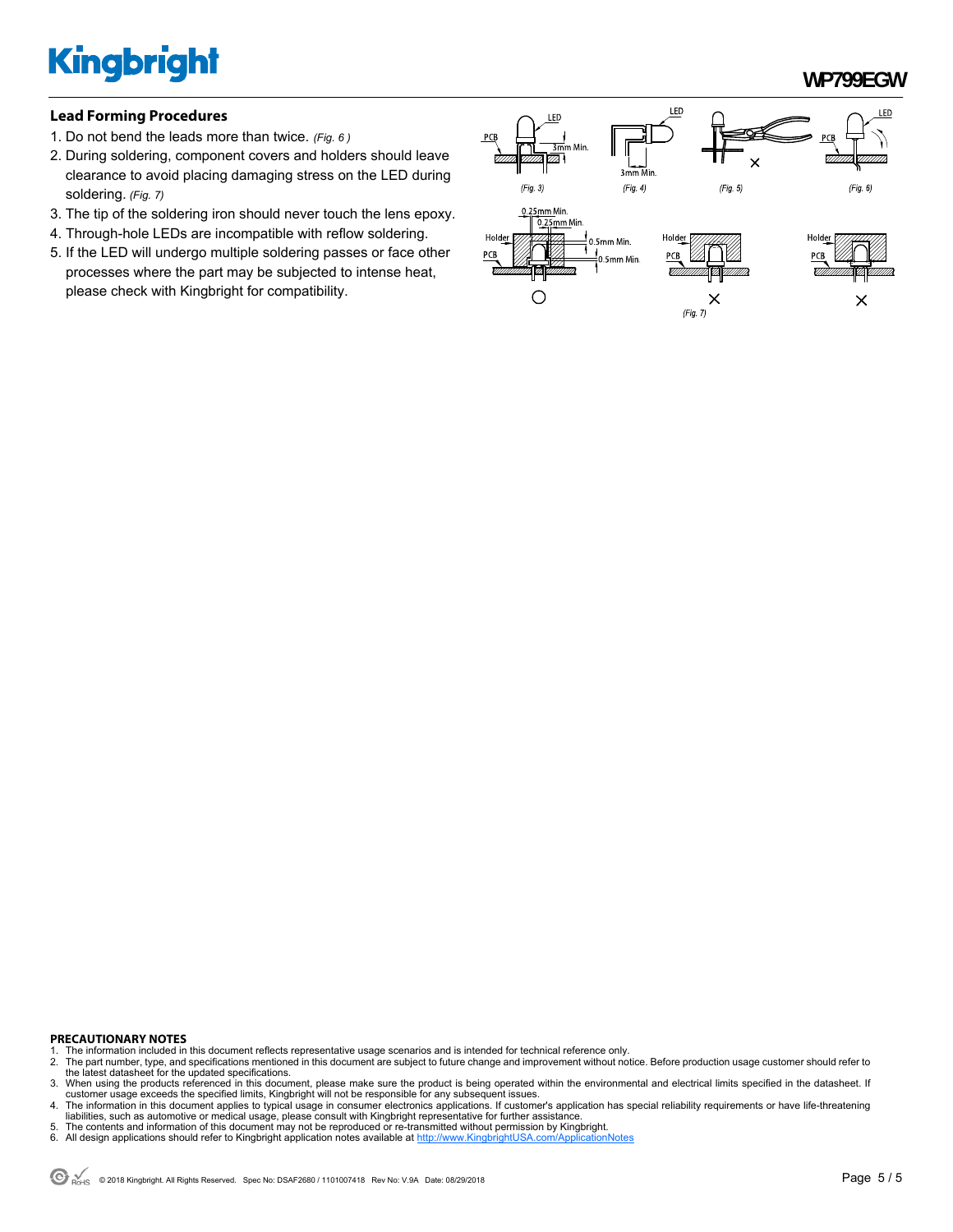## Lead Forming Procedures

1. Do not bend the leads more than twice. *(Fig. 6 )*
2. During soldering, component covers and holders should leave clearance to avoid placing damaging stress on the LED during soldering. *(Fig. 7)*
3. The tip of the soldering iron should never touch the lens epoxy.
4. Through-hole LEDs are incompatible with reflow soldering.
5. If the LED will undergo multiple soldering passes or face other processes where the part may be subjected to intense heat, please check with Kingbright for compatibility.

**PRECAUTIONARY NOTES**

1. The information included in this document reflects representative usage scenarios and is intended for technical reference only.
2. The part number, type, and specifications mentioned in this document are subject to future change and improvement without notice. Before production usage customer should refer to the latest datasheet for the updated specifications.
3. When using the products referenced in this document, please make sure the product is being operated within the environmental and electrical limits specified in the datasheet. If customer usage exceeds the specified limits, Kingbright will not be responsible for any subsequent issues.
4. The information in this document applies to typical usage in consumer electronics applications. If customer's application has special reliability requirements or have life-threatening liabilities, such as automotive or medical usage, please consult with Kingbright representative for further assistance.
5. The contents and information of this document may not be reproduced or re-transmitted without permission by Kingbright.
6. All design applications should refer to Kingbright application notes available at http://www.KingbrightUSA.com/ApplicationNotes

© 2018 Kingbright. All Rights Reserved. Spec No: DSAF2680 / 1101007418 Rev No: V.9A Date: 08/29/2018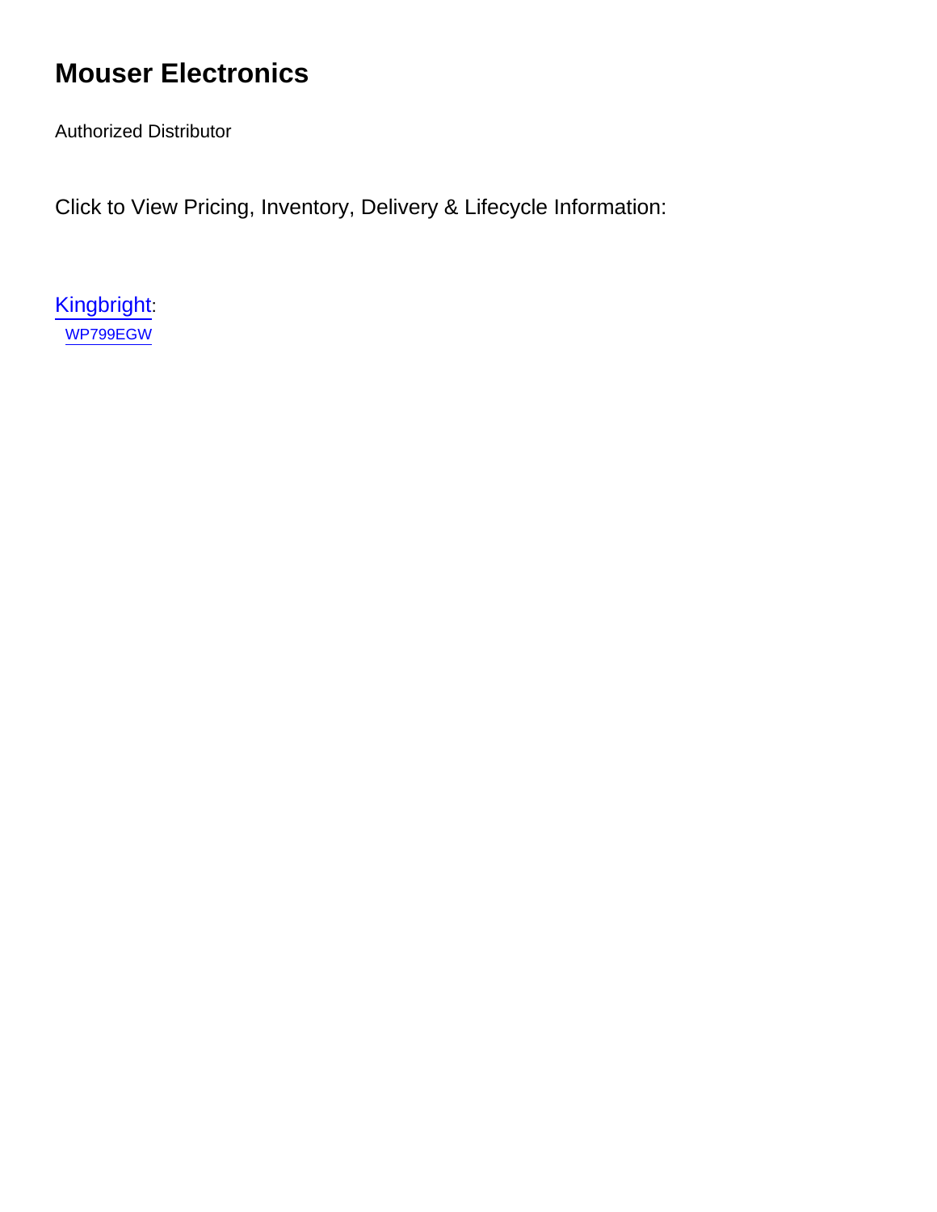# Mouser Electronics

Authorized Distributor

Click to View Pricing, Inventory, Delivery & Lifecycle Information:

Kingbright:

WP799EGW